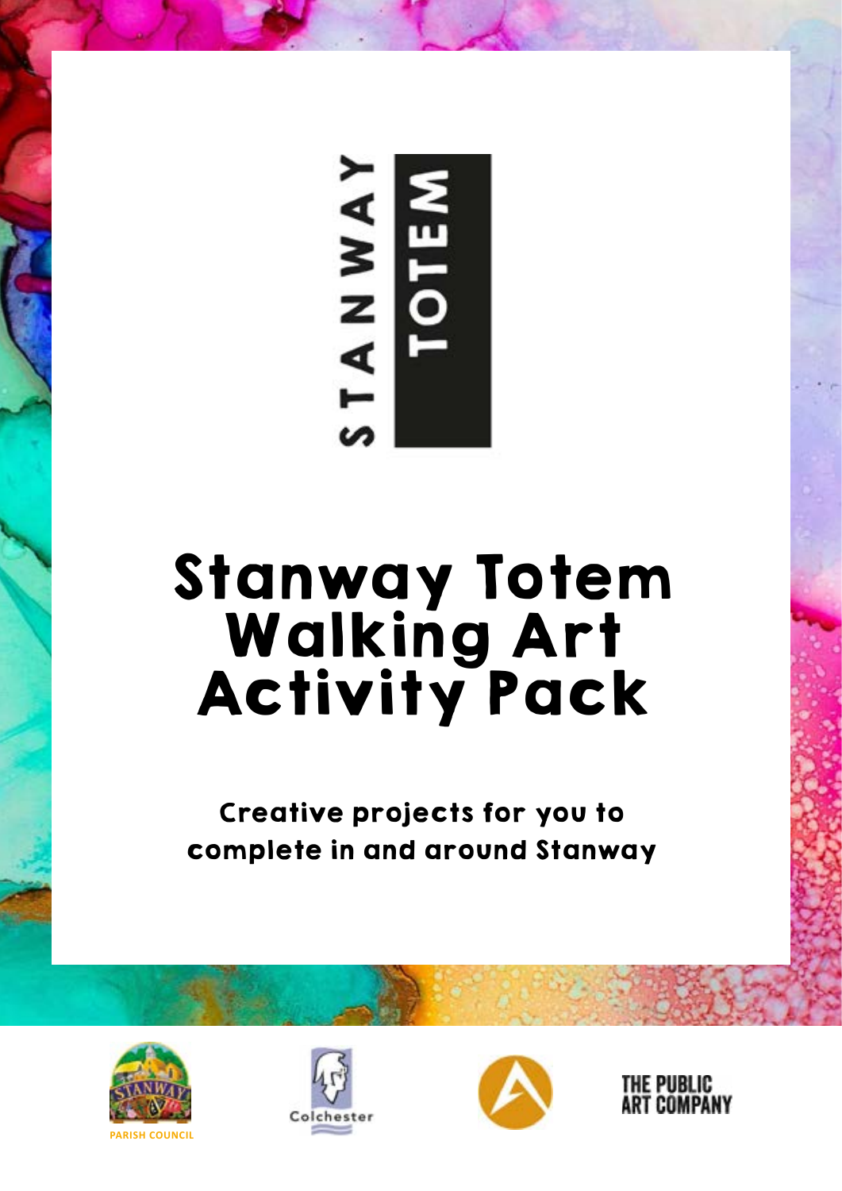STANWAY TOTEM

# Stanway Totem Walking Art Activity Pack

**Creative projects for you to complete in and around Stanway**

STANWAY PARISH COUNCIL

Colchester

THE PUBLIC ART COMPANY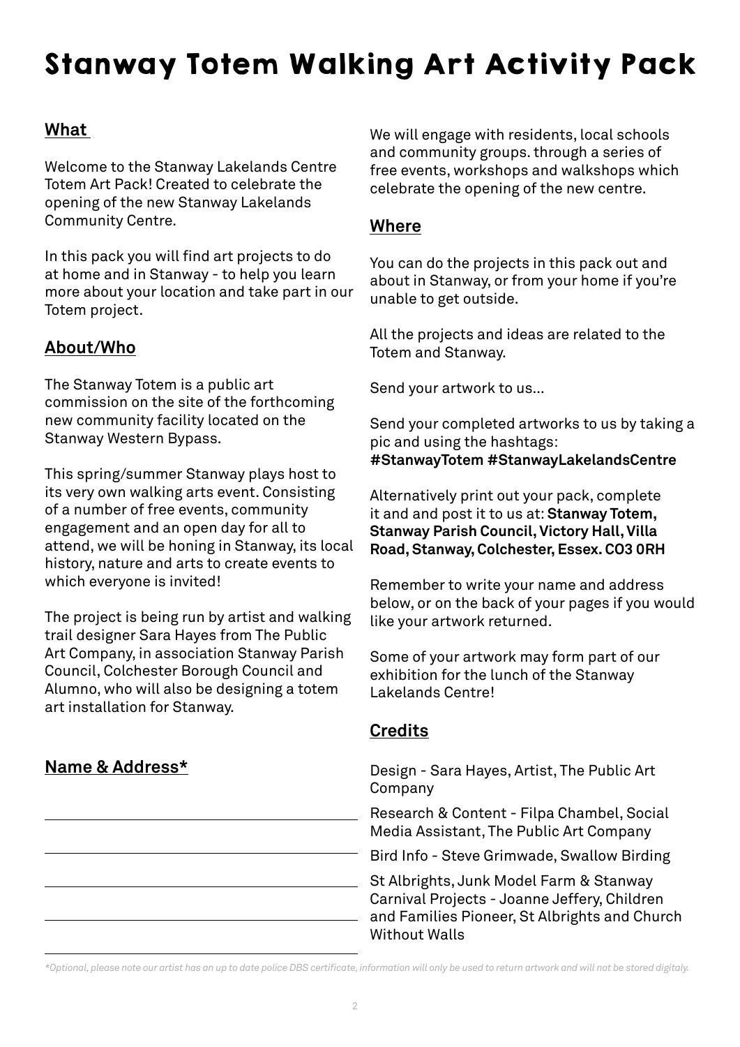# Stanway Totem Walking Art Activity Pack

## What

Welcome to the Stanway Lakelands Centre Totem Art Pack! Created to celebrate the opening of the new Stanway Lakelands Community Centre.

In this pack you will find art projects to do at home and in Stanway - to help you learn more about your location and take part in our Totem project.

## About/Who

The Stanway Totem is a public art commission on the site of the forthcoming new community facility located on the Stanway Western Bypass.

This spring/summer Stanway plays host to its very own walking arts event. Consisting of a number of free events, community engagement and an open day for all to attend, we will be honing in Stanway, its local history, nature and arts to create events to which everyone is invited!

The project is being run by artist and walking trail designer Sara Hayes from The Public Art Company, in association Stanway Parish Council, Colchester Borough Council and Alumno, who will also be designing a totem art installation for Stanway.

## Name & Address*

We will engage with residents, local schools and community groups. through a series of free events, workshops and walkshops which celebrate the opening of the new centre.

## Where

You can do the projects in this pack out and about in Stanway, or from your home if you're unable to get outside.

All the projects and ideas are related to the Totem and Stanway.

Send your artwork to us...

Send your completed artworks to us by taking a pic and using the hashtags: **#StanwayTotem #StanwayLakelandsCentre**

Alternatively print out your pack, complete it and and post it to us at: **Stanway Totem, Stanway Parish Council, Victory Hall, Villa Road, Stanway, Colchester, Essex. CO3 0RH**

Remember to write your name and address below, or on the back of your pages if you would like your artwork returned.

Some of your artwork may form part of our exhibition for the lunch of the Stanway Lakelands Centre!

## Credits

Design - Sara Hayes, Artist, The Public Art Company

Research & Content - Filpa Chambel, Social Media Assistant, The Public Art Company

Bird Info - Steve Grimwade, Swallow Birding

St Albrights, Junk Model Farm & Stanway Carnival Projects - Joanne Jeffery, Children and Families Pioneer, St Albrights and Church Without Walls

*\*Optional, please note our artist has an up to date police DBS certificate, information will only be used to return artwork and will not be stored digitaly.*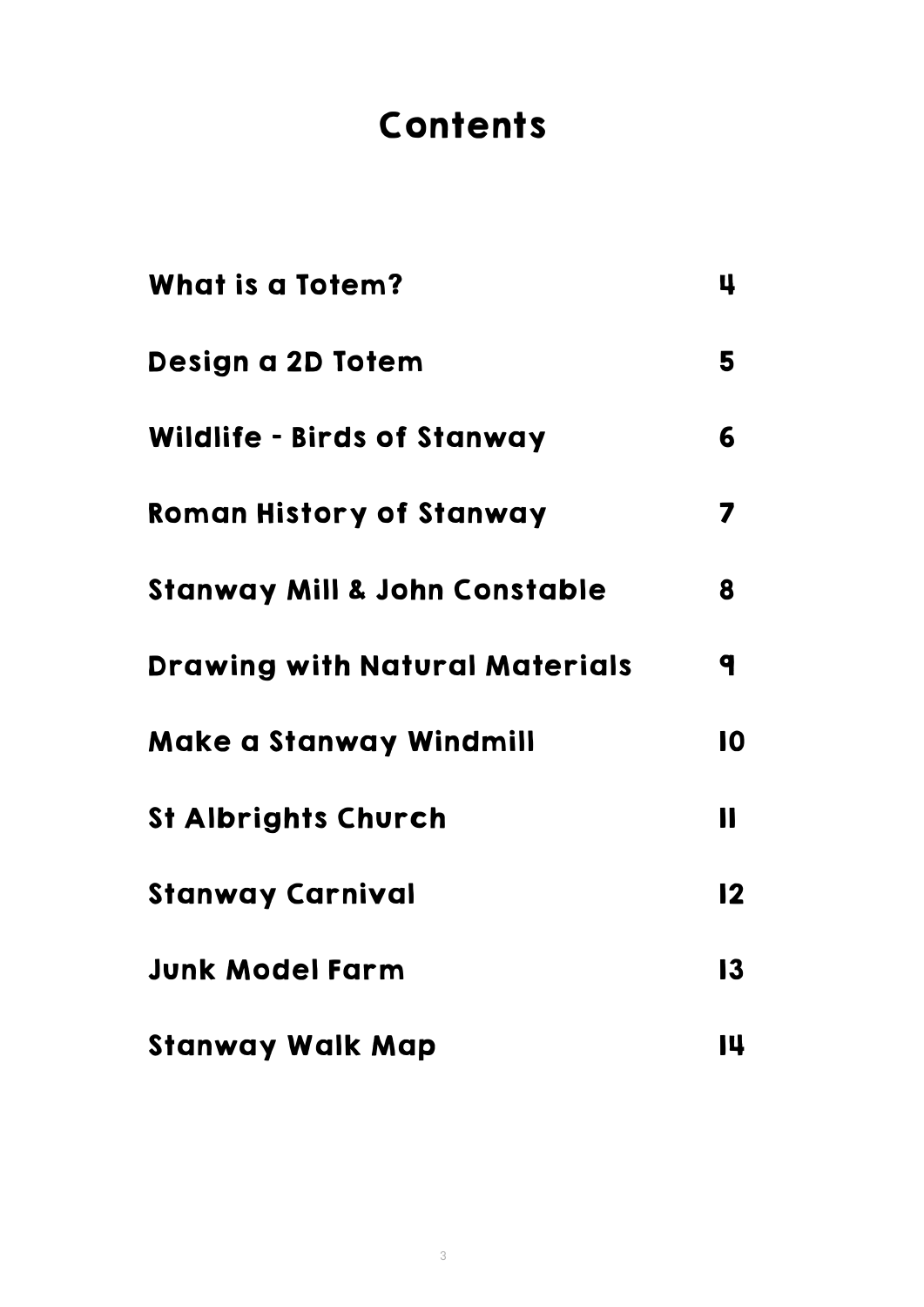# Contents

| | |
|---|---|
| What is a Totem? | 4 |
| Design a 2D Totem | 5 |
| Wildlife - Birds of Stanway | 6 |
| Roman History of Stanway | 7 |
| Stanway Mill & John Constable | 8 |
| Drawing with Natural Materials | 9 |
| Make a Stanway Windmill | 10 |
| St Albrights Church | 11 |
| Stanway Carnival | 12 |
| Junk Model Farm | 13 |
| Stanway Walk Map | 14 |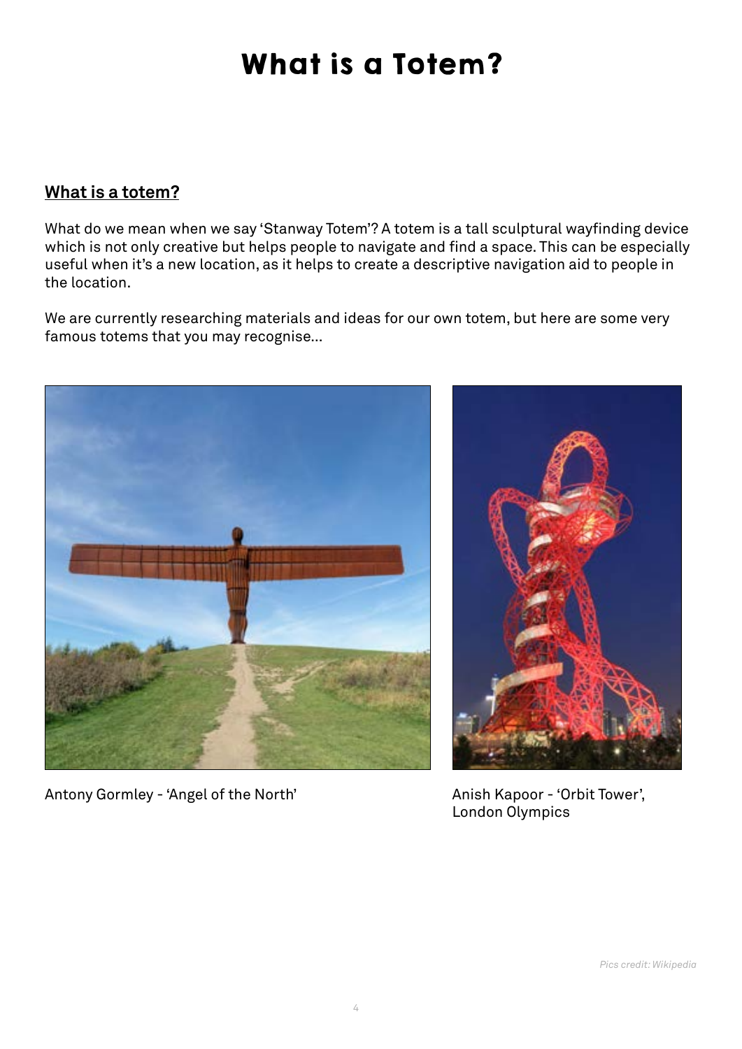# What is a Totem?

## What is a totem?

What do we mean when we say 'Stanway Totem'? A totem is a tall sculptural wayfinding device which is not only creative but helps people to navigate and find a space. This can be especially useful when it's a new location, as it helps to create a descriptive navigation aid to people in the location.

We are currently researching materials and ideas for our own totem, but here are some very famous totems that you may recognise...

Antony Gormley - 'Angel of the North'

Anish Kapoor - 'Orbit Tower', London Olympics

*Pics credit: Wikipedia*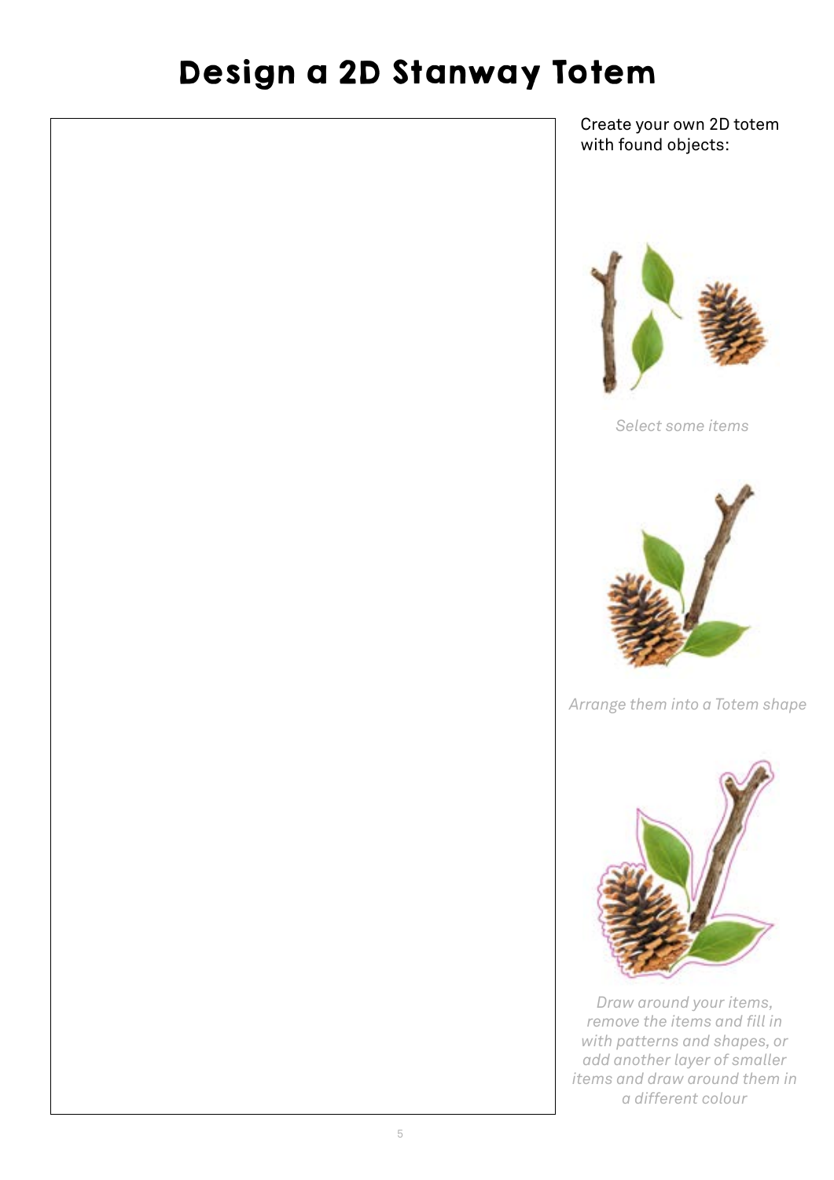# Design a 2D Stanway Totem

Create your own 2D totem with found objects:

*Select some items*

*Arrange them into a Totem shape*

*Draw around your items, remove the items and fill in with patterns and shapes, or add another layer of smaller items and draw around them in a different colour*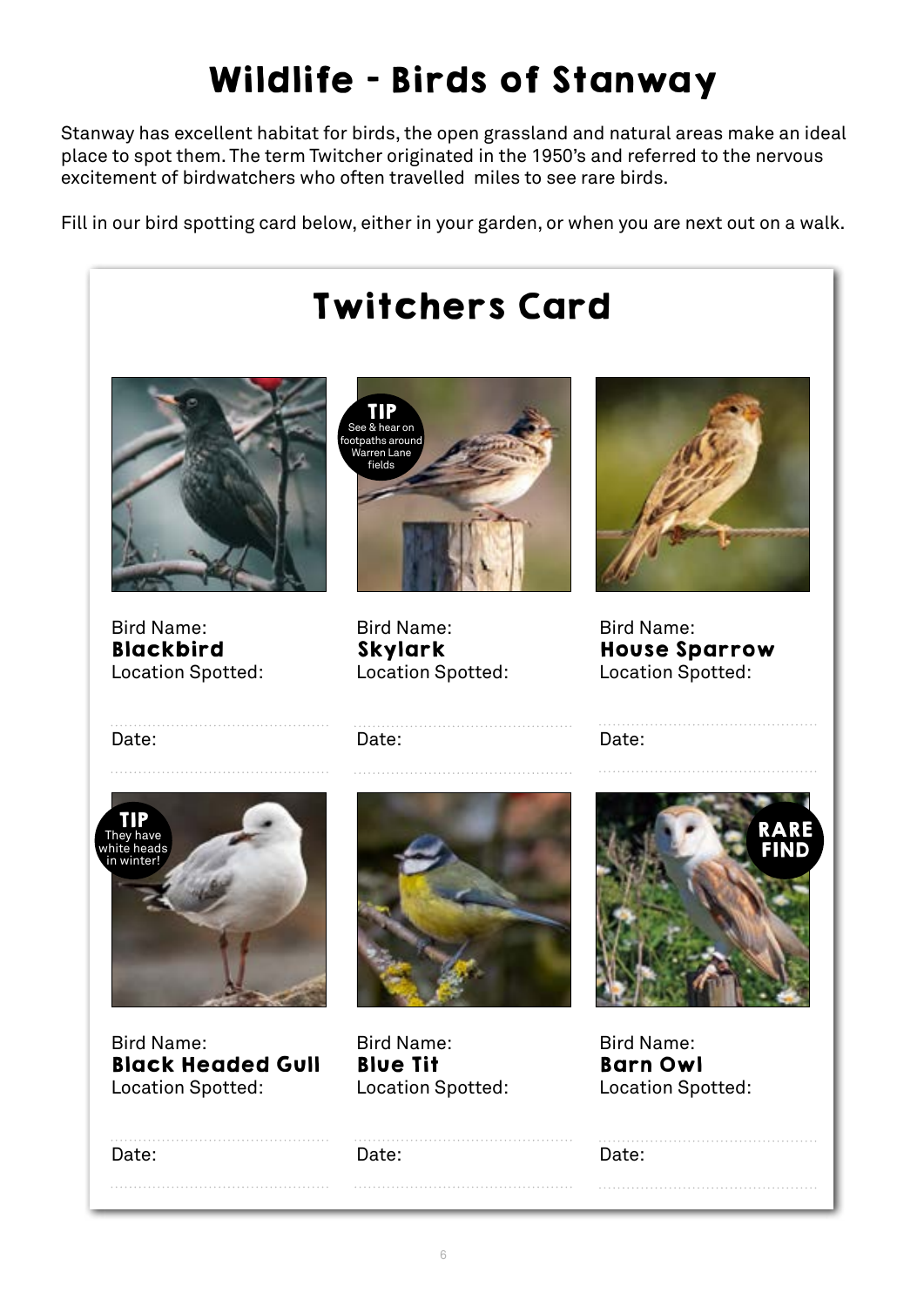# Wildlife - Birds of Stanway

Stanway has excellent habitat for birds, the open grassland and natural areas make an ideal place to spot them. The term Twitcher originated in the 1950's and referred to the nervous excitement of birdwatchers who often travelled  miles to see rare birds.

Fill in our bird spotting card below, either in your garden, or when you are next out on a walk.

## Twitchers Card

Bird Name:
**Blackbird**
Location Spotted:

Date:

---

**TIP** See & hear on footpaths around Warren Lane fields

Bird Name:
**Skylark**
Location Spotted:

Date:

---

Bird Name:
**House Sparrow**
Location Spotted:

Date:

---

**TIP** They have white heads in winter!

Bird Name:
**Black Headed Gull**
Location Spotted:

Date:

---

Bird Name:
**Blue Tit**
Location Spotted:

Date:

---

**RARE FIND**

Bird Name:
**Barn Owl**
Location Spotted:

Date: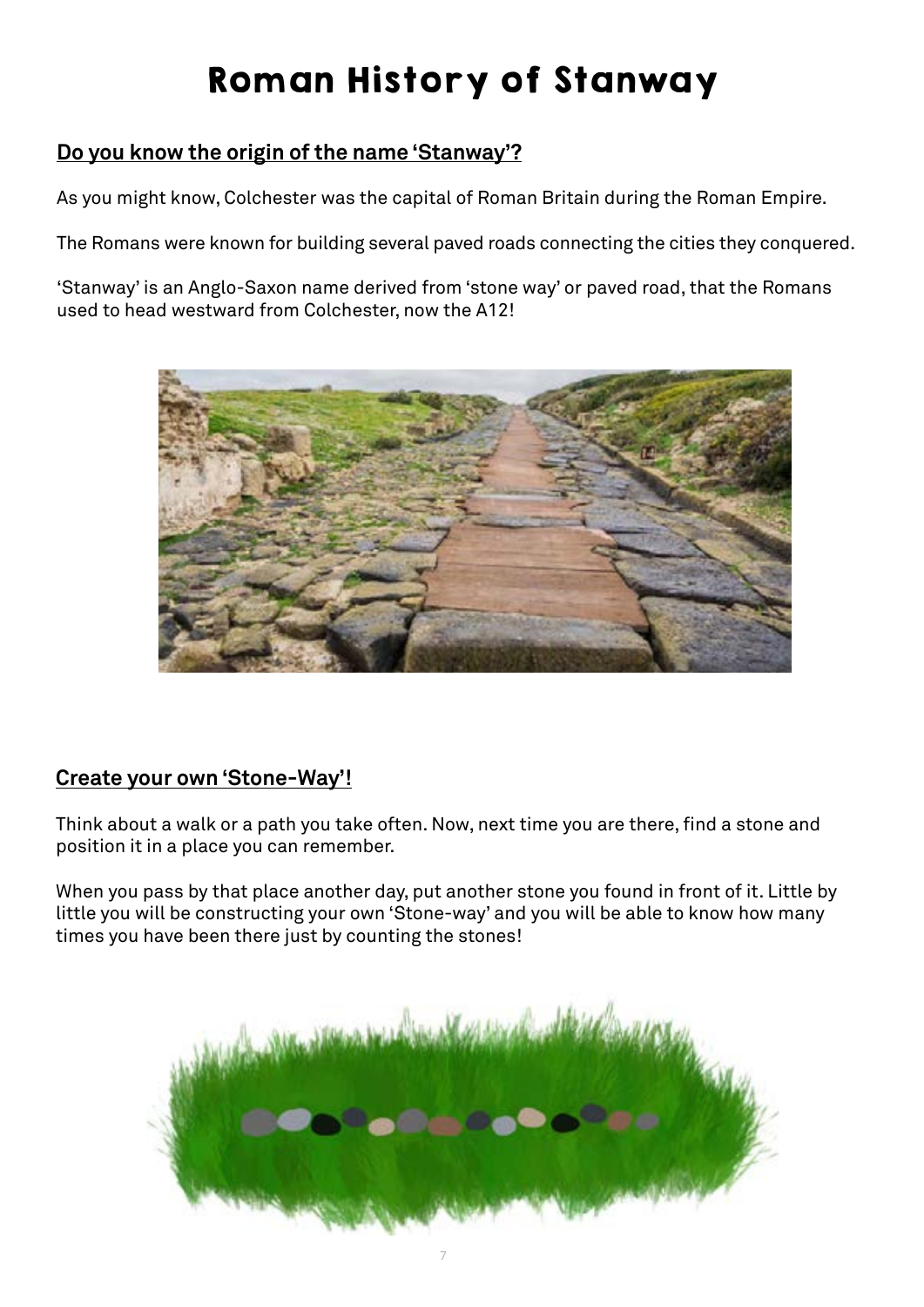# Roman History of Stanway

## Do you know the origin of the name 'Stanway'?

As you might know, Colchester was the capital of Roman Britain during the Roman Empire.

The Romans were known for building several paved roads connecting the cities they conquered.

'Stanway' is an Anglo-Saxon name derived from 'stone way' or paved road, that the Romans used to head westward from Colchester, now the A12!

## Create your own 'Stone-Way'!

Think about a walk or a path you take often. Now, next time you are there, find a stone and position it in a place you can remember.

When you pass by that place another day, put another stone you found in front of it. Little by little you will be constructing your own 'Stone-way' and you will be able to know how many times you have been there just by counting the stones!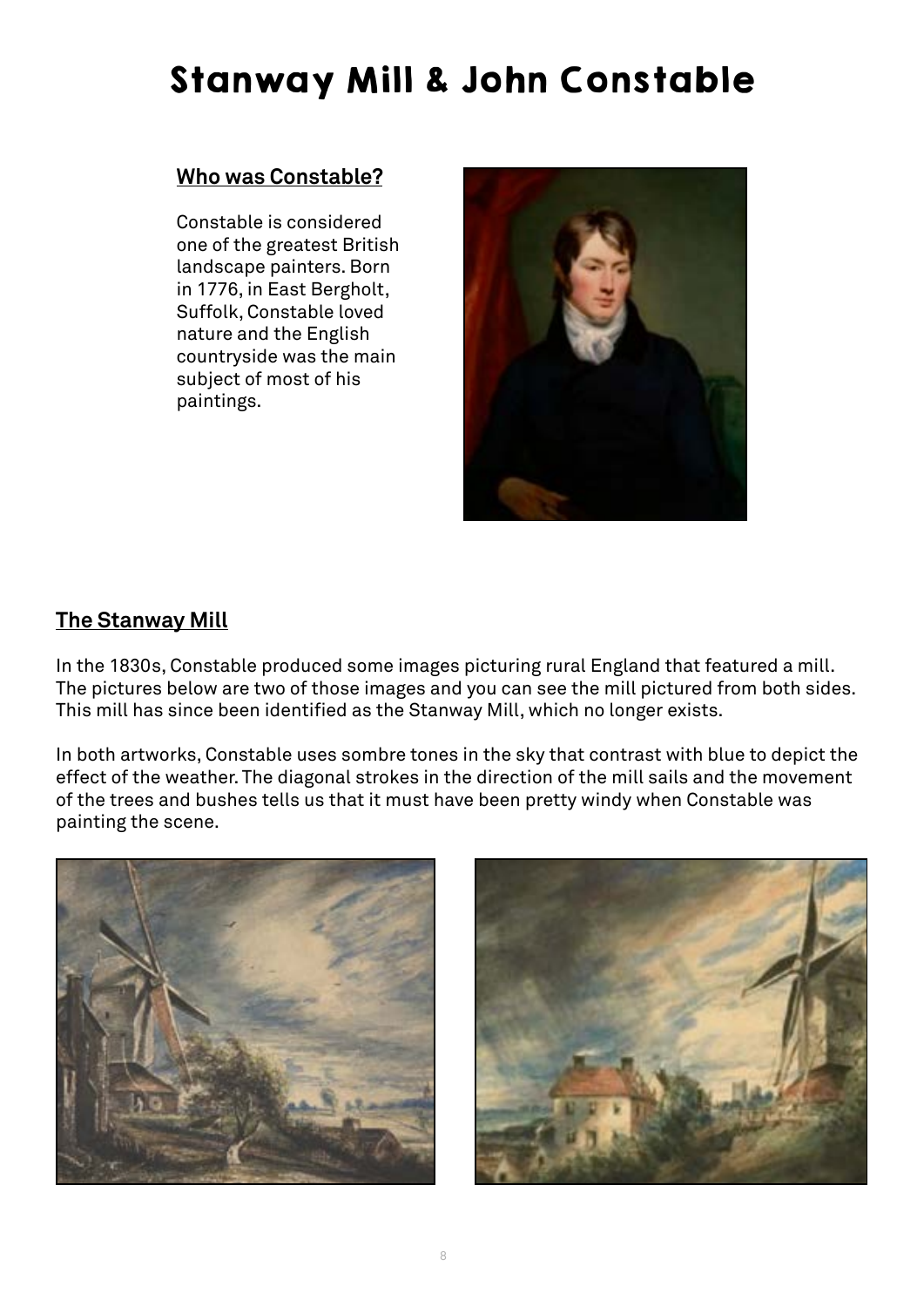# Stanway Mill & John Constable

## Who was Constable?

Constable is considered one of the greatest British landscape painters. Born in 1776, in East Bergholt, Suffolk, Constable loved nature and the English countryside was the main subject of most of his paintings.

## The Stanway Mill

In the 1830s, Constable produced some images picturing rural England that featured a mill. The pictures below are two of those images and you can see the mill pictured from both sides. This mill has since been identified as the Stanway Mill, which no longer exists.

In both artworks, Constable uses sombre tones in the sky that contrast with blue to depict the effect of the weather. The diagonal strokes in the direction of the mill sails and the movement of the trees and bushes tells us that it must have been pretty windy when Constable was painting the scene.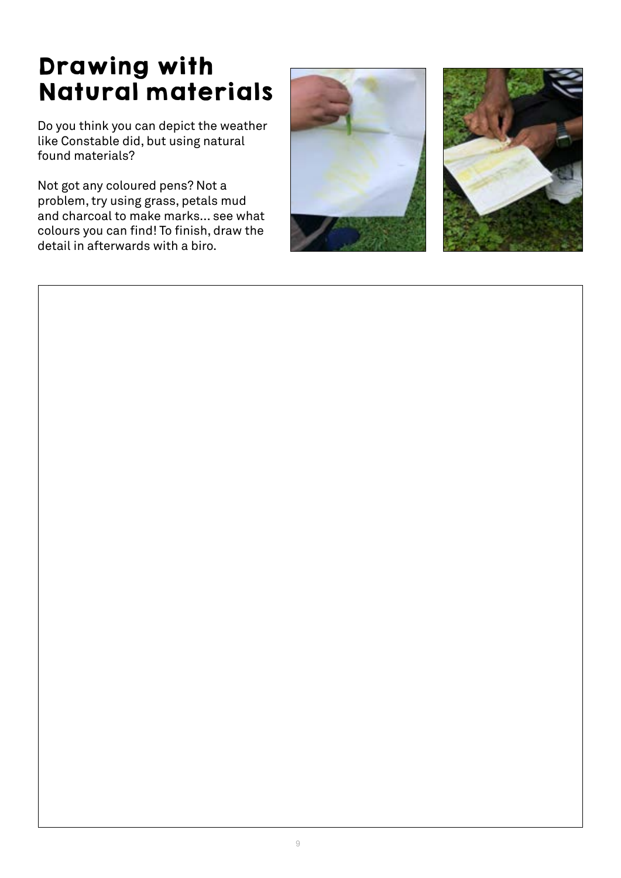# Drawing with Natural materials

Do you think you can depict the weather like Constable did, but using natural found materials?

Not got any coloured pens? Not a problem, try using grass, petals mud and charcoal to make marks... see what colours you can find! To finish, draw the detail in afterwards with a biro.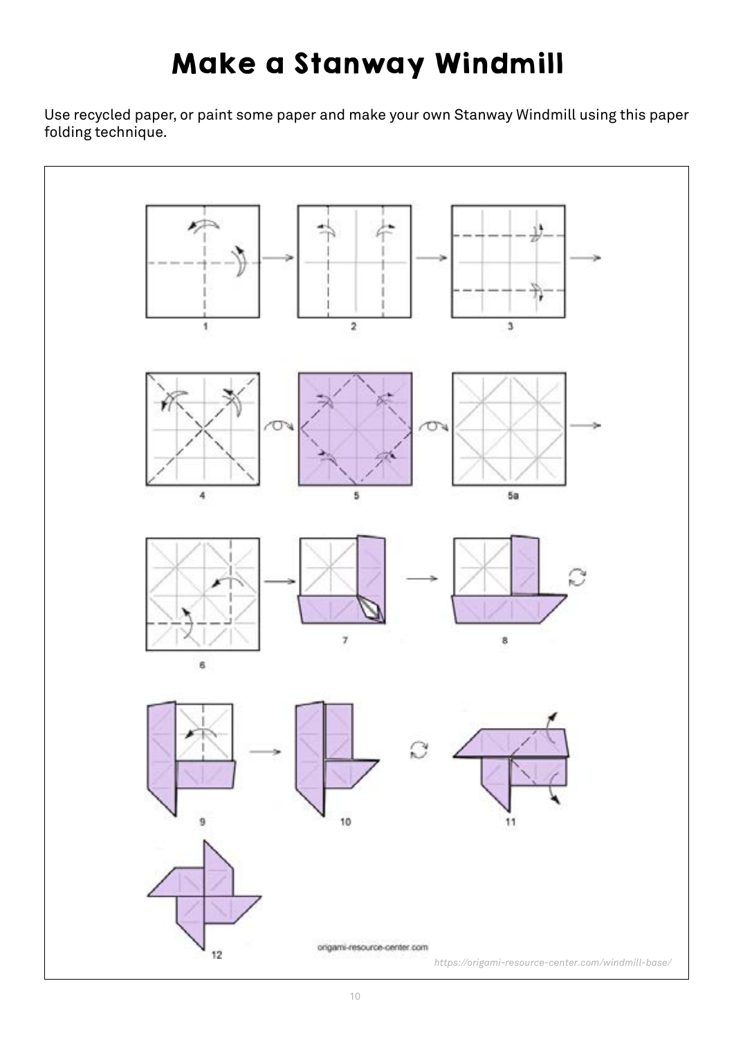# Make a Stanway Windmill

Use recycled paper, or paint some paper and make your own Stanway Windmill using this paper folding technique.

1 2 3

4 5 5a

6 7 8

9 10 11

12

origami-resource-center.com

*https://origami-resource-center.com/windmill-base/*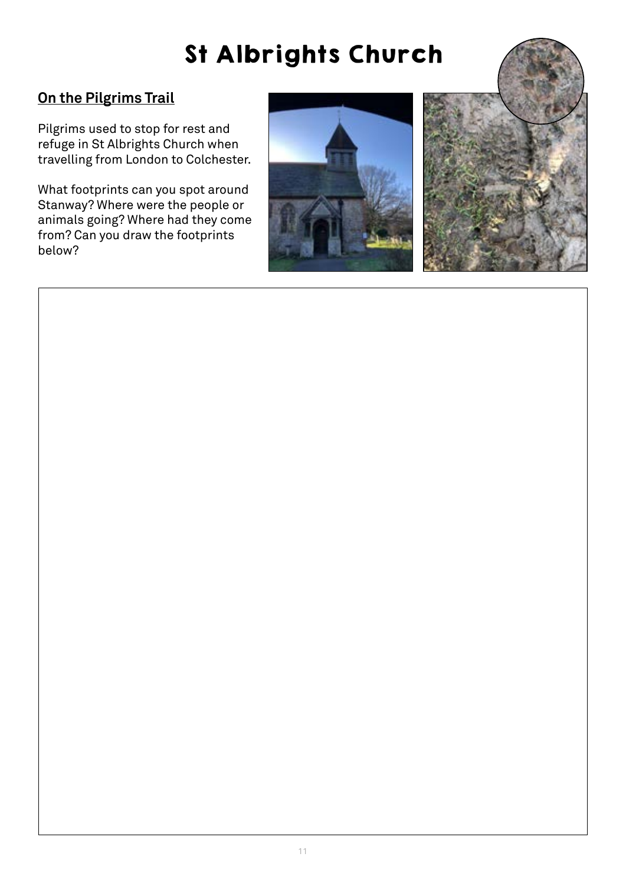# St Albrights Church

## On the Pilgrims Trail

Pilgrims used to stop for rest and refuge in St Albrights Church when travelling from London to Colchester.

What footprints can you spot around Stanway? Where were the people or animals going? Where had they come from? Can you draw the footprints below?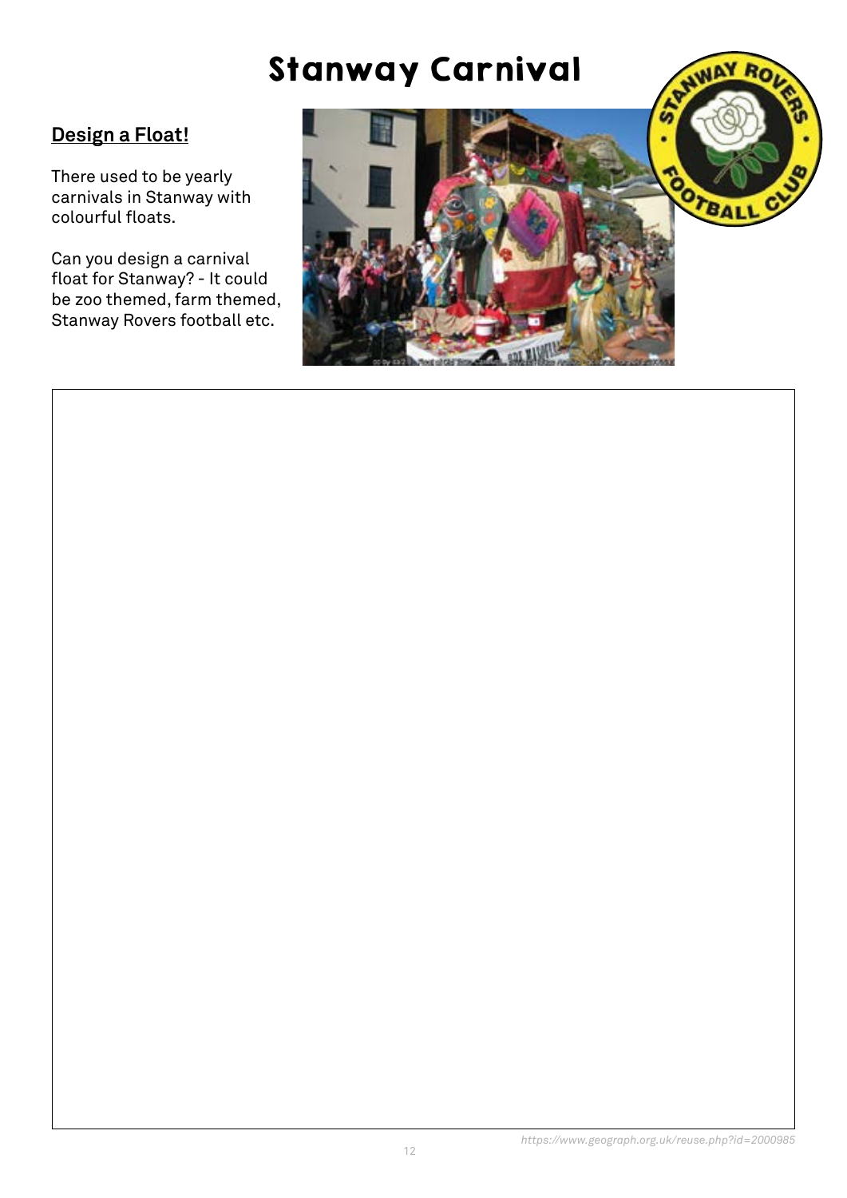# Stanway Carnival

## Design a Float!

There used to be yearly carnivals in Stanway with colourful floats.

Can you design a carnival float for Stanway? - It could be zoo themed, farm themed, Stanway Rovers football etc.

*https://www.geograph.org.uk/reuse.php?id=2000985*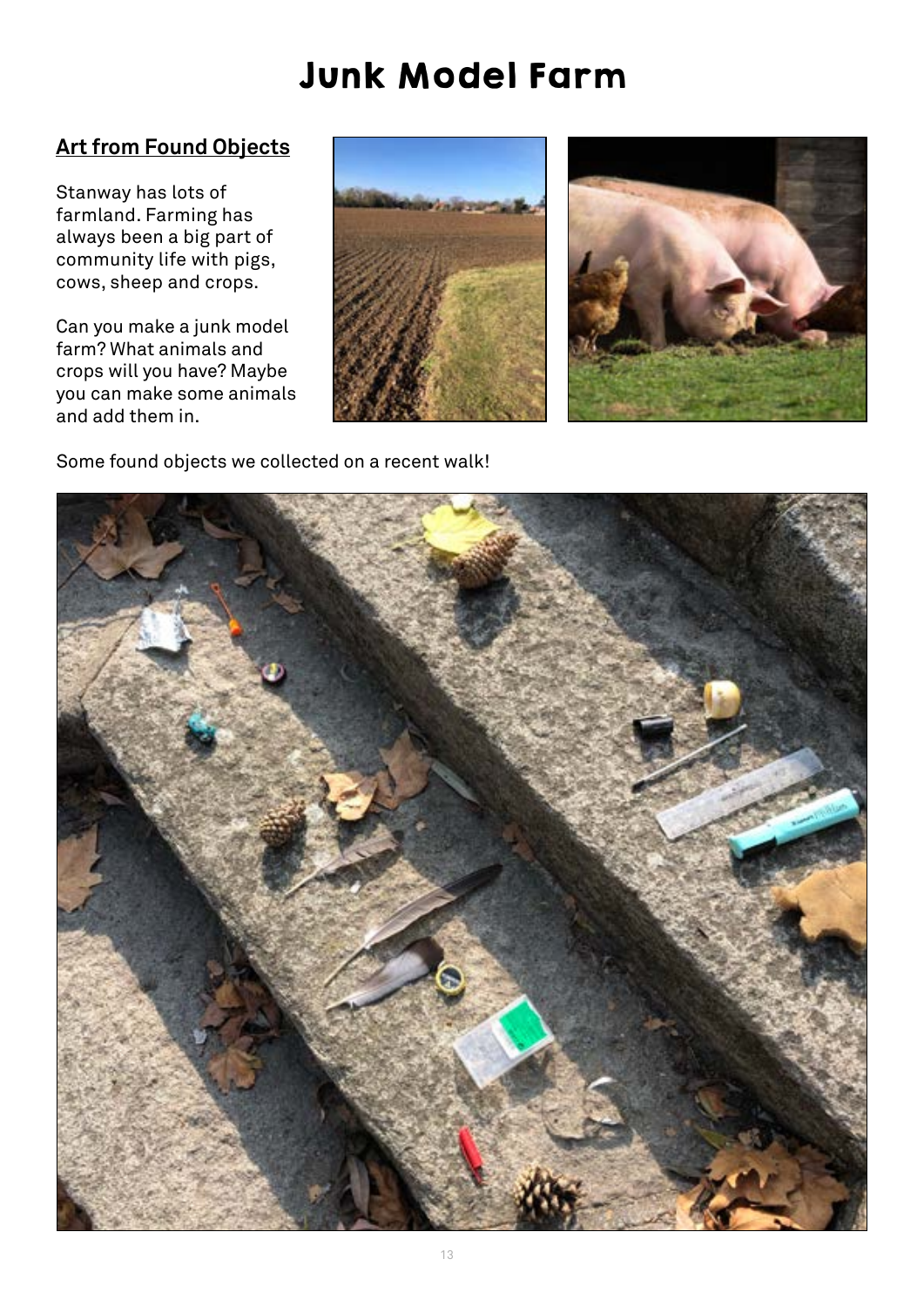# Junk Model Farm

## Art from Found Objects

Stanway has lots of farmland. Farming has always been a big part of community life with pigs, cows, sheep and crops.

Can you make a junk model farm? What animals and crops will you have? Maybe you can make some animals and add them in.

Some found objects we collected on a recent walk!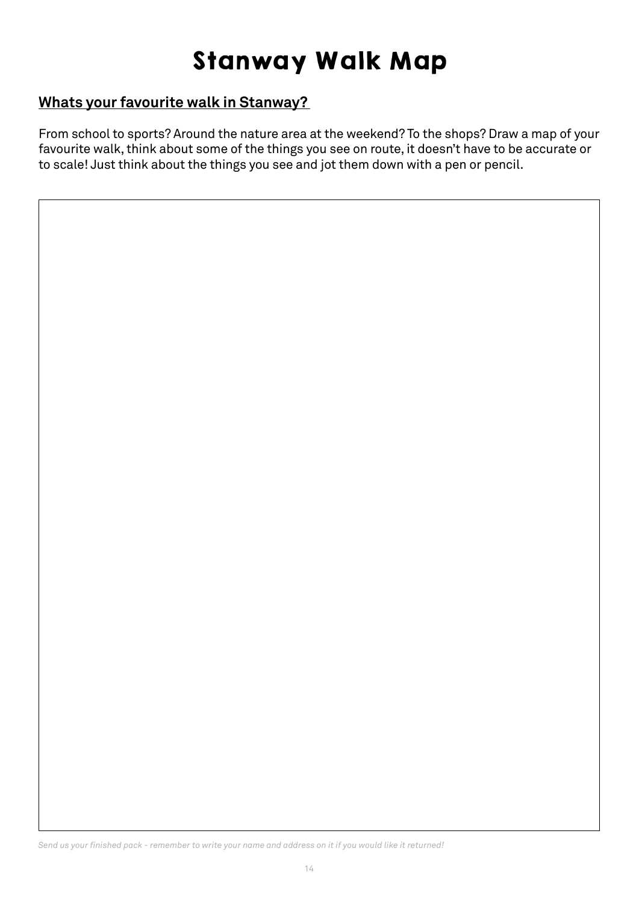# Stanway Walk Map

**Whats your favourite walk in Stanway?**

From school to sports? Around the nature area at the weekend? To the shops? Draw a map of your favourite walk, think about some of the things you see on route, it doesn't have to be accurate or to scale! Just think about the things you see and jot them down with a pen or pencil.

*Send us your finished pack - remember to write your name and address on it if you would like it returned!*